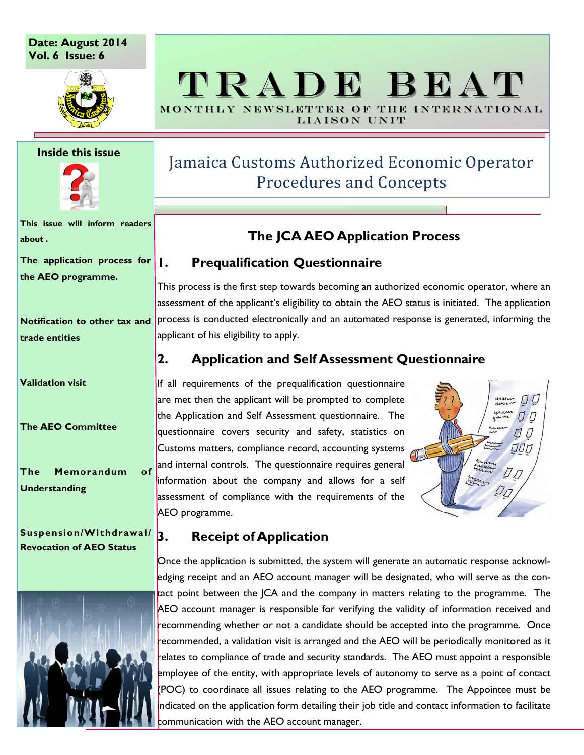Date: August 2014
Vol. 6 Issue: 6

# TRADE BEAT

MONTHLY NEWSLETTER OF THE INTERNATIONAL LIAISON UNIT

**Inside this issue**

**This issue will inform readers about .**

**The application process for the AEO programme.**

**Notification to other tax and trade entities**

**Validation visit**

**The AEO Committee**

**The Memorandum of Understanding**

**Suspension/Withdrawal/ Revocation of AEO Status**

## Jamaica Customs Authorized Economic Operator Procedures and Concepts

### The JCA AEO Application Process

### 1. Prequalification Questionnaire

This process is the first step towards becoming an authorized economic operator, where an assessment of the applicant's eligibility to obtain the AEO status is initiated. The application process is conducted electronically and an automated response is generated, informing the applicant of his eligibility to apply.

### 2. Application and Self Assessment Questionnaire

If all requirements of the prequalification questionnaire are met then the applicant will be prompted to complete the Application and Self Assessment questionnaire. The questionnaire covers security and safety, statistics on Customs matters, compliance record, accounting systems and internal controls. The questionnaire requires general information about the company and allows for a self assessment of compliance with the requirements of the AEO programme.

### 3. Receipt of Application

Once the application is submitted, the system will generate an automatic response acknowledging receipt and an AEO account manager will be designated, who will serve as the contact point between the JCA and the company in matters relating to the programme. The AEO account manager is responsible for verifying the validity of information received and recommending whether or not a candidate should be accepted into the programme. Once recommended, a validation visit is arranged and the AEO will be periodically monitored as it relates to compliance of trade and security standards. The AEO must appoint a responsible employee of the entity, with appropriate levels of autonomy to serve as a point of contact (POC) to coordinate all issues relating to the AEO programme. The Appointee must be indicated on the application form detailing their job title and contact information to facilitate communication with the AEO account manager.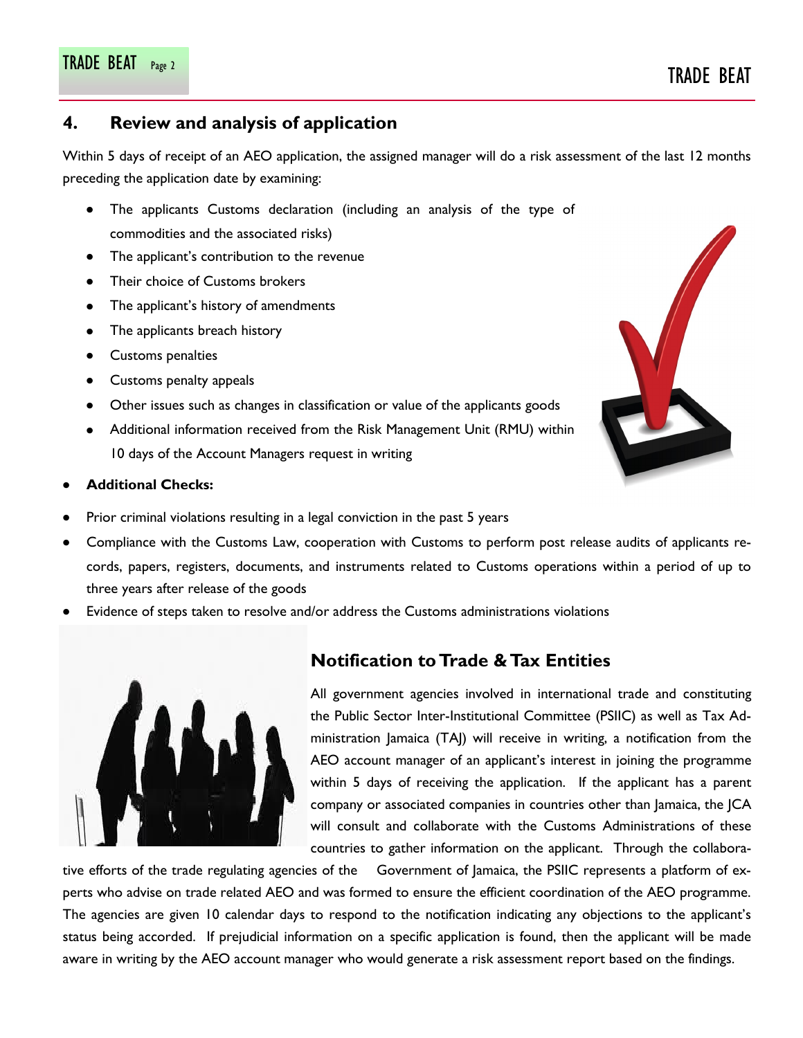## 4. Review and analysis of application

Within 5 days of receipt of an AEO application, the assigned manager will do a risk assessment of the last 12 months preceding the application date by examining:

- The applicants Customs declaration (including an analysis of the type of commodities and the associated risks)
- The applicant's contribution to the revenue
- Their choice of Customs brokers
- The applicant's history of amendments
- The applicants breach history
- Customs penalties
- Customs penalty appeals
- Other issues such as changes in classification or value of the applicants goods
- Additional information received from the Risk Management Unit (RMU) within 10 days of the Account Managers request in writing

- **Additional Checks:**
- Prior criminal violations resulting in a legal conviction in the past 5 years
- Compliance with the Customs Law, cooperation with Customs to perform post release audits of applicants records, papers, registers, documents, and instruments related to Customs operations within a period of up to three years after release of the goods
- Evidence of steps taken to resolve and/or address the Customs administrations violations

## Notification to Trade & Tax Entities

All government agencies involved in international trade and constituting the Public Sector Inter-Institutional Committee (PSIIC) as well as Tax Administration Jamaica (TAJ) will receive in writing, a notification from the AEO account manager of an applicant's interest in joining the programme within 5 days of receiving the application. If the applicant has a parent company or associated companies in countries other than Jamaica, the JCA will consult and collaborate with the Customs Administrations of these countries to gather information on the applicant. Through the collaborative efforts of the trade regulating agencies of the Government of Jamaica, the PSIIC represents a platform of experts who advise on trade related AEO and was formed to ensure the efficient coordination of the AEO programme. The agencies are given 10 calendar days to respond to the notification indicating any objections to the applicant's status being accorded. If prejudicial information on a specific application is found, then the applicant will be made aware in writing by the AEO account manager who would generate a risk assessment report based on the findings.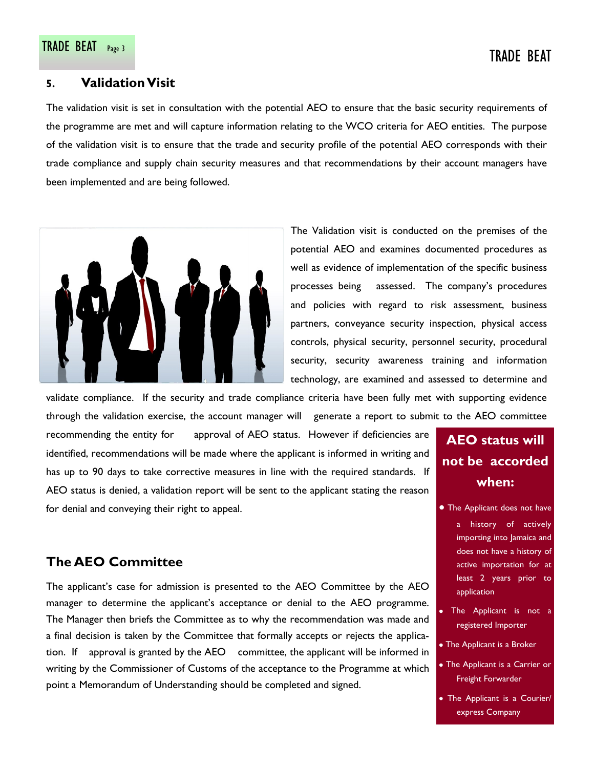## 5. Validation Visit

The validation visit is set in consultation with the potential AEO to ensure that the basic security requirements of the programme are met and will capture information relating to the WCO criteria for AEO entities. The purpose of the validation visit is to ensure that the trade and security profile of the potential AEO corresponds with their trade compliance and supply chain security measures and that recommendations by their account managers have been implemented and are being followed.

The Validation visit is conducted on the premises of the potential AEO and examines documented procedures as well as evidence of implementation of the specific business processes being assessed. The company's procedures and policies with regard to risk assessment, business partners, conveyance security inspection, physical access controls, physical security, personnel security, procedural security, security awareness training and information technology, are examined and assessed to determine and validate compliance. If the security and trade compliance criteria have been fully met with supporting evidence through the validation exercise, the account manager will generate a report to submit to the AEO committee recommending the entity for approval of AEO status. However if deficiencies are identified, recommendations will be made where the applicant is informed in writing and has up to 90 days to take corrective measures in line with the required standards. If AEO status is denied, a validation report will be sent to the applicant stating the reason for denial and conveying their right to appeal.

## The AEO Committee

The applicant's case for admission is presented to the AEO Committee by the AEO manager to determine the applicant's acceptance or denial to the AEO programme. The Manager then briefs the Committee as to why the recommendation was made and a final decision is taken by the Committee that formally accepts or rejects the application. If approval is granted by the AEO committee, the applicant will be informed in writing by the Commissioner of Customs of the acceptance to the Programme at which point a Memorandum of Understanding should be completed and signed.

### AEO status will not be accorded when:

- The Applicant does not have a history of actively importing into Jamaica and does not have a history of active importation for at least 2 years prior to application
- The Applicant is not a registered Importer
- The Applicant is a Broker
- The Applicant is a Carrier or Freight Forwarder
- The Applicant is a Courier/express Company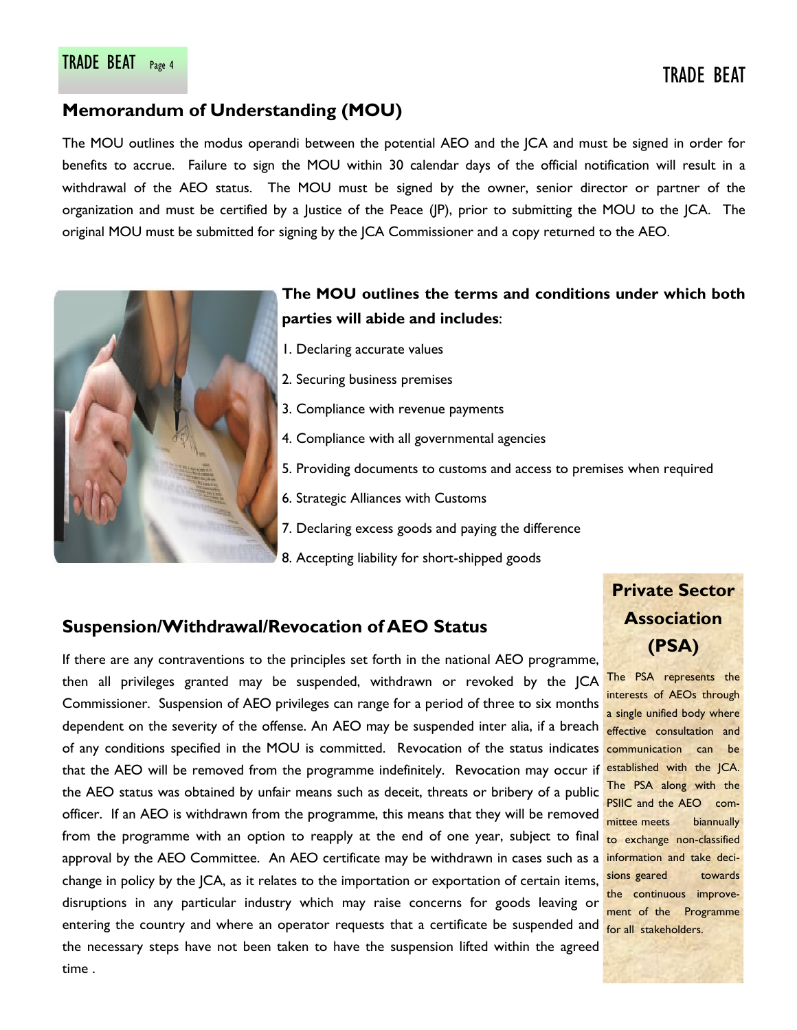## Memorandum of Understanding (MOU)

The MOU outlines the modus operandi between the potential AEO and the JCA and must be signed in order for benefits to accrue. Failure to sign the MOU within 30 calendar days of the official notification will result in a withdrawal of the AEO status. The MOU must be signed by the owner, senior director or partner of the organization and must be certified by a Justice of the Peace (JP), prior to submitting the MOU to the JCA. The original MOU must be submitted for signing by the JCA Commissioner and a copy returned to the AEO.

**The MOU outlines the terms and conditions under which both parties will abide and includes**:

1. Declaring accurate values
2. Securing business premises
3. Compliance with revenue payments
4. Compliance with all governmental agencies
5. Providing documents to customs and access to premises when required
6. Strategic Alliances with Customs
7. Declaring excess goods and paying the difference
8. Accepting liability for short-shipped goods

## Suspension/Withdrawal/Revocation of AEO Status

If there are any contraventions to the principles set forth in the national AEO programme, then all privileges granted may be suspended, withdrawn or revoked by the JCA Commissioner. Suspension of AEO privileges can range for a period of three to six months dependent on the severity of the offense. An AEO may be suspended inter alia, if a breach of any conditions specified in the MOU is committed. Revocation of the status indicates that the AEO will be removed from the programme indefinitely. Revocation may occur if the AEO status was obtained by unfair means such as deceit, threats or bribery of a public officer. If an AEO is withdrawn from the programme, this means that they will be removed from the programme with an option to reapply at the end of one year, subject to final approval by the AEO Committee. An AEO certificate may be withdrawn in cases such as a change in policy by the JCA, as it relates to the importation or exportation of certain items, disruptions in any particular industry which may raise concerns for goods leaving or entering the country and where an operator requests that a certificate be suspended and the necessary steps have not been taken to have the suspension lifted within the agreed time .

## Private Sector Association (PSA)

The PSA represents the interests of AEOs through a single unified body where effective consultation and communication can be established with the JCA. The PSA along with the PSIIC and the AEO committee meets biannually to exchange non-classified information and take decisions geared towards the continuous improvement of the Programme for all stakeholders.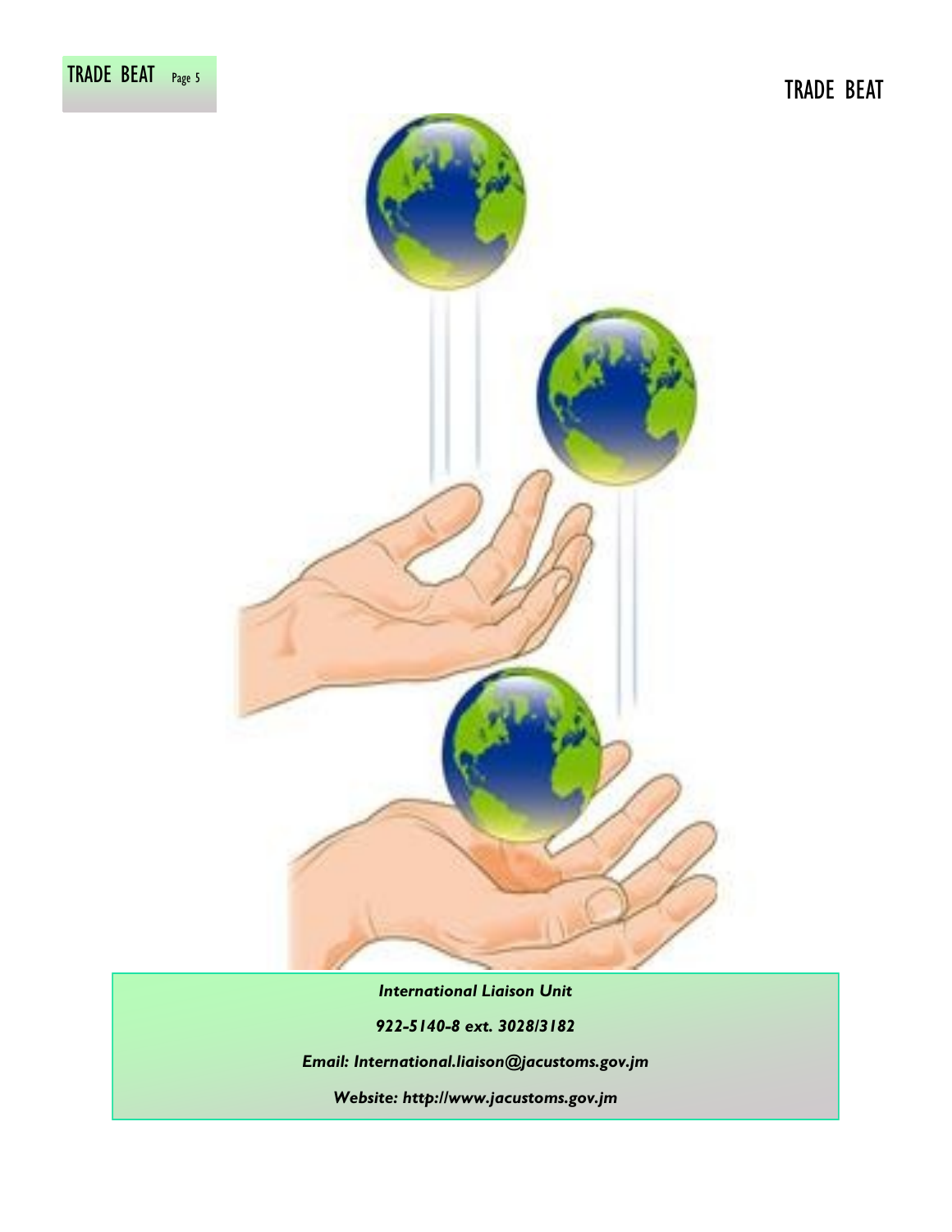*International Liaison Unit*

*922-5140-8 ext. 3028/3182*

*Email: International.liaison@jacustoms.gov.jm*

*Website: http://www.jacustoms.gov.jm*